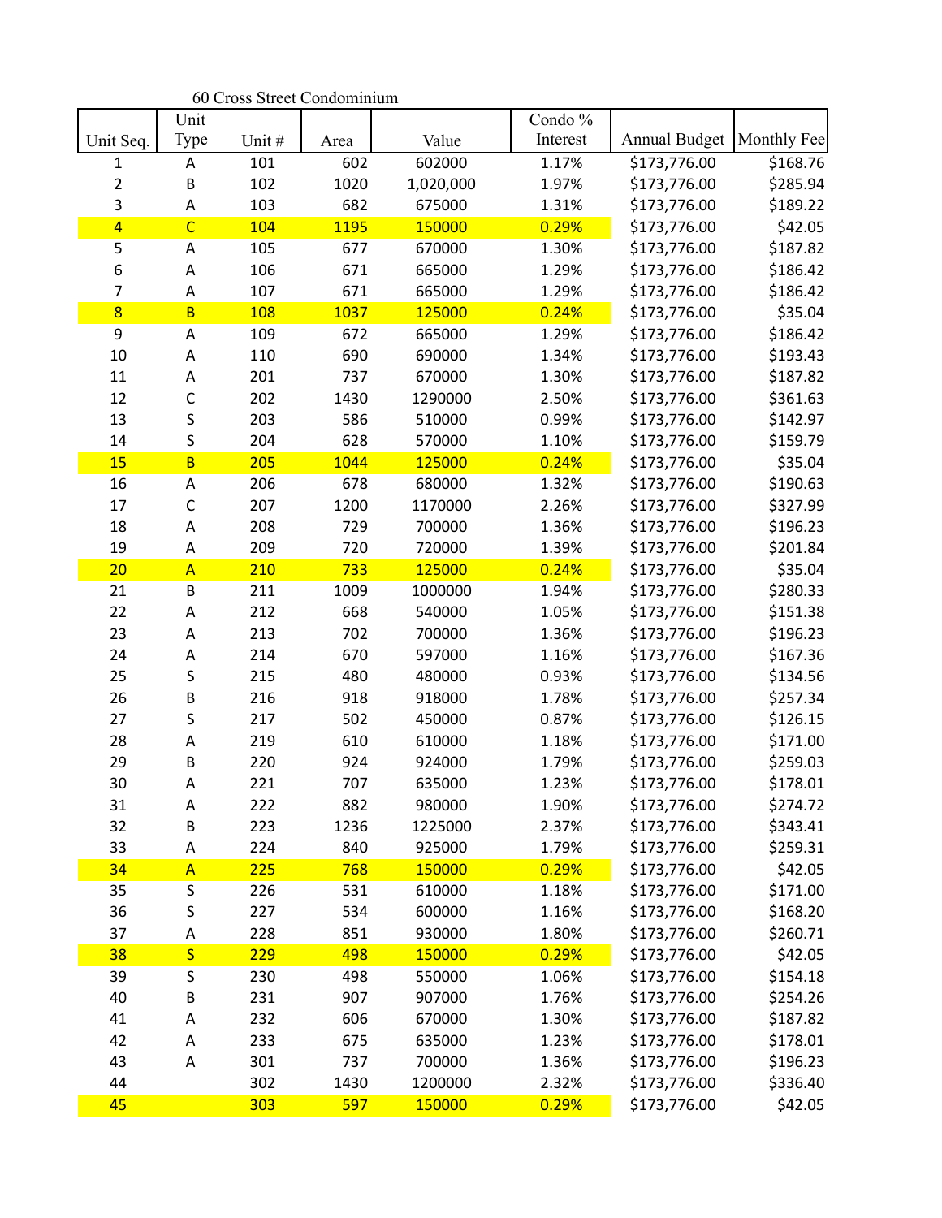60 Cross Street Condominium

| Unit Seq. | Unit Type | Unit # | Area | Value | Condo % Interest | Annual Budget | Monthly Fee |
|---|---|---|---|---|---|---|---|
| 1 | A | 101 | 602 | 602000 | 1.17% | $173,776.00 | $168.76 |
| 2 | B | 102 | 1020 | 1,020,000 | 1.97% | $173,776.00 | $285.94 |
| 3 | A | 103 | 682 | 675000 | 1.31% | $173,776.00 | $189.22 |
| 4 | C | 104 | 1195 | 150000 | 0.29% | $173,776.00 | $42.05 |
| 5 | A | 105 | 677 | 670000 | 1.30% | $173,776.00 | $187.82 |
| 6 | A | 106 | 671 | 665000 | 1.29% | $173,776.00 | $186.42 |
| 7 | A | 107 | 671 | 665000 | 1.29% | $173,776.00 | $186.42 |
| 8 | B | 108 | 1037 | 125000 | 0.24% | $173,776.00 | $35.04 |
| 9 | A | 109 | 672 | 665000 | 1.29% | $173,776.00 | $186.42 |
| 10 | A | 110 | 690 | 690000 | 1.34% | $173,776.00 | $193.43 |
| 11 | A | 201 | 737 | 670000 | 1.30% | $173,776.00 | $187.82 |
| 12 | C | 202 | 1430 | 1290000 | 2.50% | $173,776.00 | $361.63 |
| 13 | S | 203 | 586 | 510000 | 0.99% | $173,776.00 | $142.97 |
| 14 | S | 204 | 628 | 570000 | 1.10% | $173,776.00 | $159.79 |
| 15 | B | 205 | 1044 | 125000 | 0.24% | $173,776.00 | $35.04 |
| 16 | A | 206 | 678 | 680000 | 1.32% | $173,776.00 | $190.63 |
| 17 | C | 207 | 1200 | 1170000 | 2.26% | $173,776.00 | $327.99 |
| 18 | A | 208 | 729 | 700000 | 1.36% | $173,776.00 | $196.23 |
| 19 | A | 209 | 720 | 720000 | 1.39% | $173,776.00 | $201.84 |
| 20 | A | 210 | 733 | 125000 | 0.24% | $173,776.00 | $35.04 |
| 21 | B | 211 | 1009 | 1000000 | 1.94% | $173,776.00 | $280.33 |
| 22 | A | 212 | 668 | 540000 | 1.05% | $173,776.00 | $151.38 |
| 23 | A | 213 | 702 | 700000 | 1.36% | $173,776.00 | $196.23 |
| 24 | A | 214 | 670 | 597000 | 1.16% | $173,776.00 | $167.36 |
| 25 | S | 215 | 480 | 480000 | 0.93% | $173,776.00 | $134.56 |
| 26 | B | 216 | 918 | 918000 | 1.78% | $173,776.00 | $257.34 |
| 27 | S | 217 | 502 | 450000 | 0.87% | $173,776.00 | $126.15 |
| 28 | A | 219 | 610 | 610000 | 1.18% | $173,776.00 | $171.00 |
| 29 | B | 220 | 924 | 924000 | 1.79% | $173,776.00 | $259.03 |
| 30 | A | 221 | 707 | 635000 | 1.23% | $173,776.00 | $178.01 |
| 31 | A | 222 | 882 | 980000 | 1.90% | $173,776.00 | $274.72 |
| 32 | B | 223 | 1236 | 1225000 | 2.37% | $173,776.00 | $343.41 |
| 33 | A | 224 | 840 | 925000 | 1.79% | $173,776.00 | $259.31 |
| 34 | A | 225 | 768 | 150000 | 0.29% | $173,776.00 | $42.05 |
| 35 | S | 226 | 531 | 610000 | 1.18% | $173,776.00 | $171.00 |
| 36 | S | 227 | 534 | 600000 | 1.16% | $173,776.00 | $168.20 |
| 37 | A | 228 | 851 | 930000 | 1.80% | $173,776.00 | $260.71 |
| 38 | S | 229 | 498 | 150000 | 0.29% | $173,776.00 | $42.05 |
| 39 | S | 230 | 498 | 550000 | 1.06% | $173,776.00 | $154.18 |
| 40 | B | 231 | 907 | 907000 | 1.76% | $173,776.00 | $254.26 |
| 41 | A | 232 | 606 | 670000 | 1.30% | $173,776.00 | $187.82 |
| 42 | A | 233 | 675 | 635000 | 1.23% | $173,776.00 | $178.01 |
| 43 | A | 301 | 737 | 700000 | 1.36% | $173,776.00 | $196.23 |
| 44 | | 302 | 1430 | 1200000 | 2.32% | $173,776.00 | $336.40 |
| 45 | | 303 | 597 | 150000 | 0.29% | $173,776.00 | $42.05 |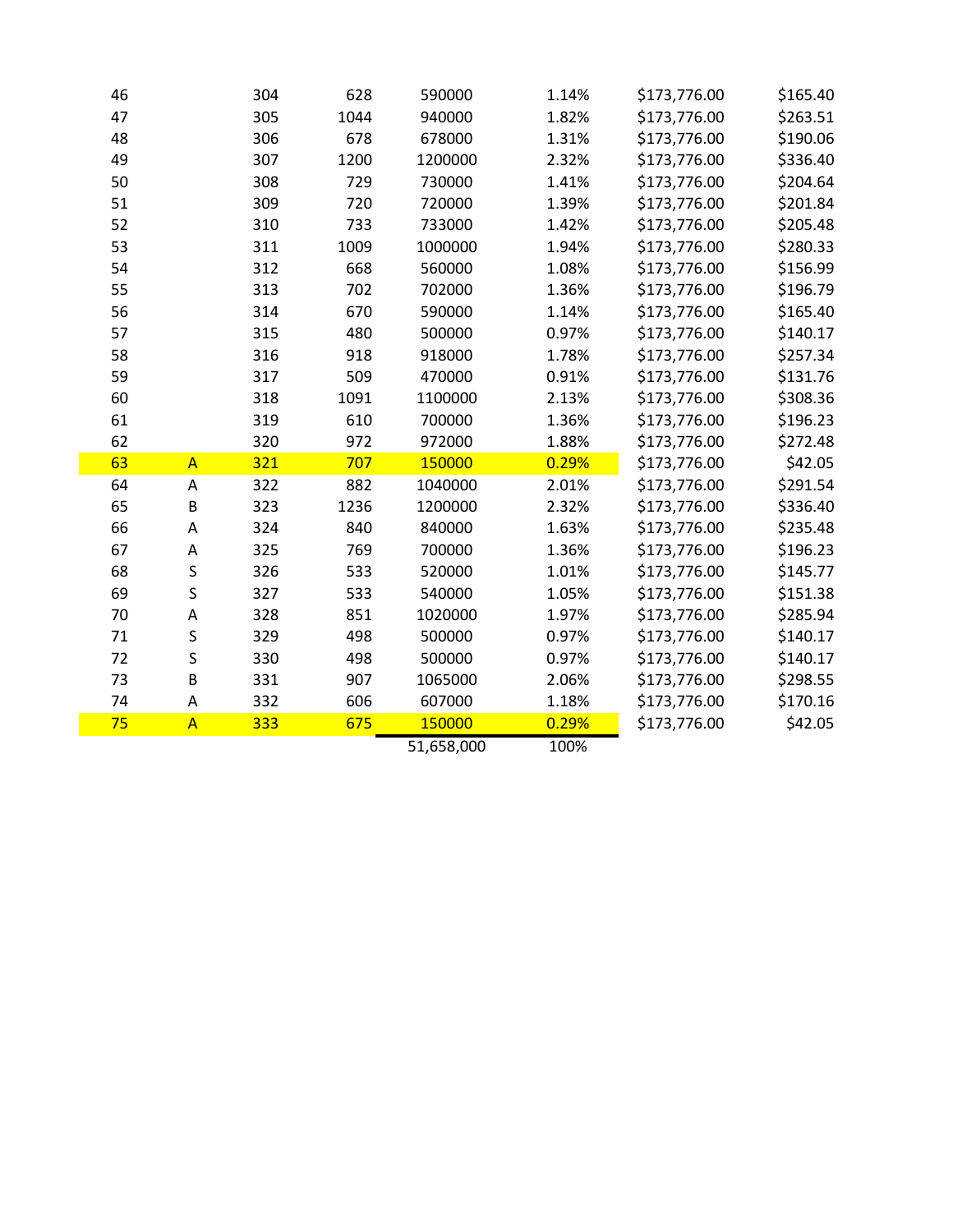| | | | | | | | |
|---|---|---|---|---|---|---|---|
| 46 | | 304 | 628 | 590000 | 1.14% | $173,776.00 | $165.40 |
| 47 | | 305 | 1044 | 940000 | 1.82% | $173,776.00 | $263.51 |
| 48 | | 306 | 678 | 678000 | 1.31% | $173,776.00 | $190.06 |
| 49 | | 307 | 1200 | 1200000 | 2.32% | $173,776.00 | $336.40 |
| 50 | | 308 | 729 | 730000 | 1.41% | $173,776.00 | $204.64 |
| 51 | | 309 | 720 | 720000 | 1.39% | $173,776.00 | $201.84 |
| 52 | | 310 | 733 | 733000 | 1.42% | $173,776.00 | $205.48 |
| 53 | | 311 | 1009 | 1000000 | 1.94% | $173,776.00 | $280.33 |
| 54 | | 312 | 668 | 560000 | 1.08% | $173,776.00 | $156.99 |
| 55 | | 313 | 702 | 702000 | 1.36% | $173,776.00 | $196.79 |
| 56 | | 314 | 670 | 590000 | 1.14% | $173,776.00 | $165.40 |
| 57 | | 315 | 480 | 500000 | 0.97% | $173,776.00 | $140.17 |
| 58 | | 316 | 918 | 918000 | 1.78% | $173,776.00 | $257.34 |
| 59 | | 317 | 509 | 470000 | 0.91% | $173,776.00 | $131.76 |
| 60 | | 318 | 1091 | 1100000 | 2.13% | $173,776.00 | $308.36 |
| 61 | | 319 | 610 | 700000 | 1.36% | $173,776.00 | $196.23 |
| 62 | | 320 | 972 | 972000 | 1.88% | $173,776.00 | $272.48 |
| 63 | A | 321 | 707 | 150000 | 0.29% | $173,776.00 | $42.05 |
| 64 | A | 322 | 882 | 1040000 | 2.01% | $173,776.00 | $291.54 |
| 65 | B | 323 | 1236 | 1200000 | 2.32% | $173,776.00 | $336.40 |
| 66 | A | 324 | 840 | 840000 | 1.63% | $173,776.00 | $235.48 |
| 67 | A | 325 | 769 | 700000 | 1.36% | $173,776.00 | $196.23 |
| 68 | S | 326 | 533 | 520000 | 1.01% | $173,776.00 | $145.77 |
| 69 | S | 327 | 533 | 540000 | 1.05% | $173,776.00 | $151.38 |
| 70 | A | 328 | 851 | 1020000 | 1.97% | $173,776.00 | $285.94 |
| 71 | S | 329 | 498 | 500000 | 0.97% | $173,776.00 | $140.17 |
| 72 | S | 330 | 498 | 500000 | 0.97% | $173,776.00 | $140.17 |
| 73 | B | 331 | 907 | 1065000 | 2.06% | $173,776.00 | $298.55 |
| 74 | A | 332 | 606 | 607000 | 1.18% | $173,776.00 | $170.16 |
| 75 | A | 333 | 675 | 150000 | 0.29% | $173,776.00 | $42.05 |
| | | | | 51,658,000 | 100% | | |